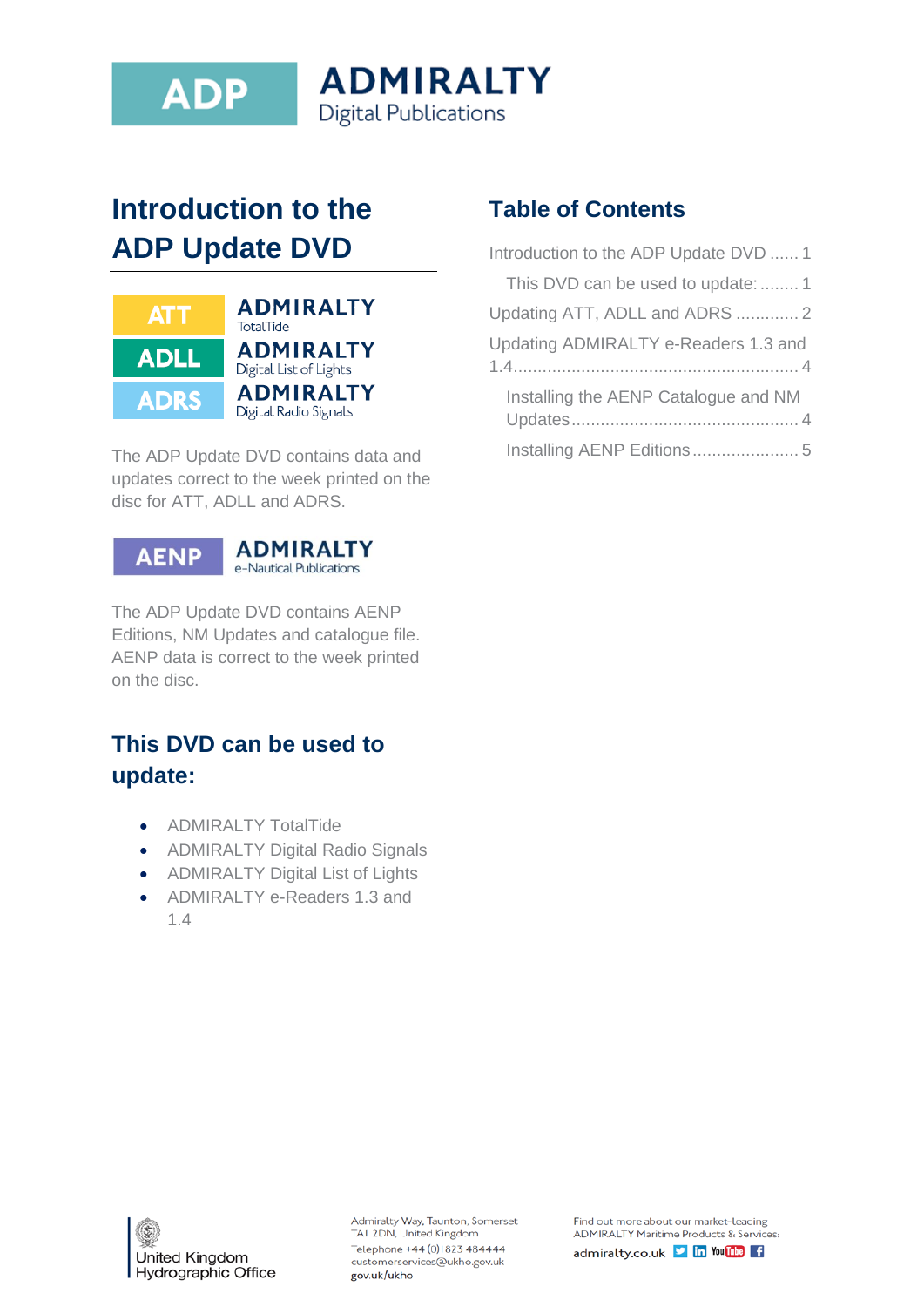# Introduction to the ADP Update DVD

The ADP Update DVD contains data and updates correct to the week printed on the disc for ATT, ADLL and ADRS.

The ADP Update DVD contains AENP Editions, NM Updates and catalogue file. AENP data is correct to the week printed on the disc.

## This DVD can be used to update:

- ADMIRALTY TotalTide
- ADMIRALTY Digital Radio Signals
- ADMIRALTY Digital List of Lights
- ADMIRALTY e-Readers 1.3 and 1.4

## Table of Contents

- Introduction to the ADP Update DVD ...... 1
  - This DVD can be used to update: ........ 1
- Updating ATT, ADLL and ADRS ............. 2
- Updating ADMIRALTY e-Readers 1.3 and 1.4 ........ 4
  - Installing the AENP Catalogue and NM Updates ........ 4
  - Installing AENP Editions ........ 5

United Kingdom Hydrographic Office

Admiralty Way, Taunton, Somerset
TA1 2DN, United Kingdom
Telephone +44 (0)1823 484444
customerservices@ukho.gov.uk
gov.uk/ukho

Find out more about our market-leading ADMIRALTY Maritime Products & Services:
admiralty.co.uk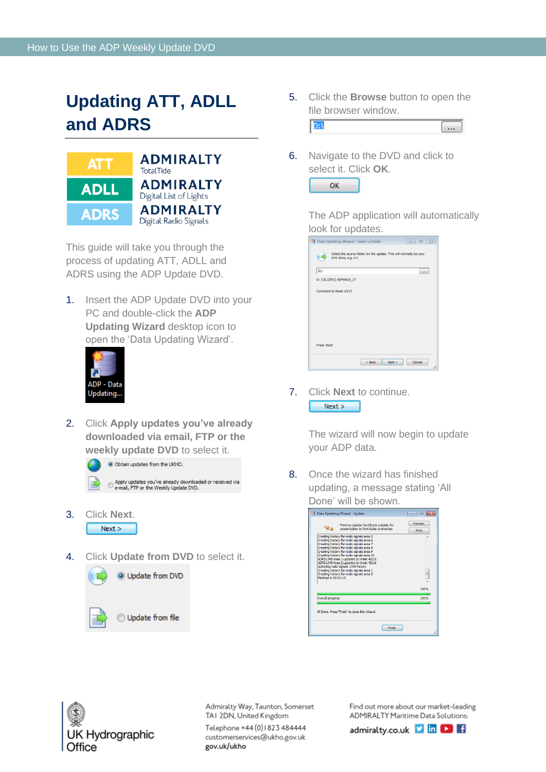# Updating ATT, ADLL and ADRS

ATT ADMIRALTY TotalTide
ADLL ADMIRALTY Digital List of Lights
ADRS ADMIRALTY Digital Radio Signals

This guide will take you through the process of updating ATT, ADLL and ADRS using the ADP Update DVD.

1. Insert the ADP Update DVD into your PC and double-click the **ADP Updating Wizard** desktop icon to open the 'Data Updating Wizard'.

   ADP - Data Updating...

2. Click **Apply updates you've already downloaded via email, FTP or the weekly update DVD** to select it.

   Obtain updates from the UKHO.

   Apply updates you've already downloaded or received via e-mail, FTP or the Weekly Update DVD.

3. Click **Next**.

   Next >

4. Click **Update from DVD** to select it.

   Update from DVD

   Update from file

5. Click the **Browse** button to open the file browser window.

   D:\ ...

6. Navigate to the DVD and click to select it. Click **OK**.

   OK

   The ADP application will automatically look for updates.

   Data Updating Wizard - Select a folder

   Select the source folder for the update. This will normally be your DVD drive, e.g. D:\

   D:\

   D: [CD,CDFS] ADPWK10_17

   Corrected to Week 10/17

   Press 'Next'.

   < Back Next > Cancel

7. Click **Next** to continue.

   Next >

   The wizard will now begin to update your ADP data.

8. Once the wizard has finished updating, a message stating 'All Done' will be shown.

   Data Updating Wizard - Update

   Print an Update Certificate suitable for presentation to Port State Authorities

   Preview

   Print

   All Done. Press 'Finish' to close this Wizard

   Finish

UK Hydrographic Office

Admiralty Way, Taunton, Somerset TA1 2DN, United Kingdom

Telephone +44 (0)1823 484444
customerservices@ukho.gov.uk
gov.uk/ukho

Find out more about our market-leading ADMIRALTY Maritime Data Solutions:

admiralty.co.uk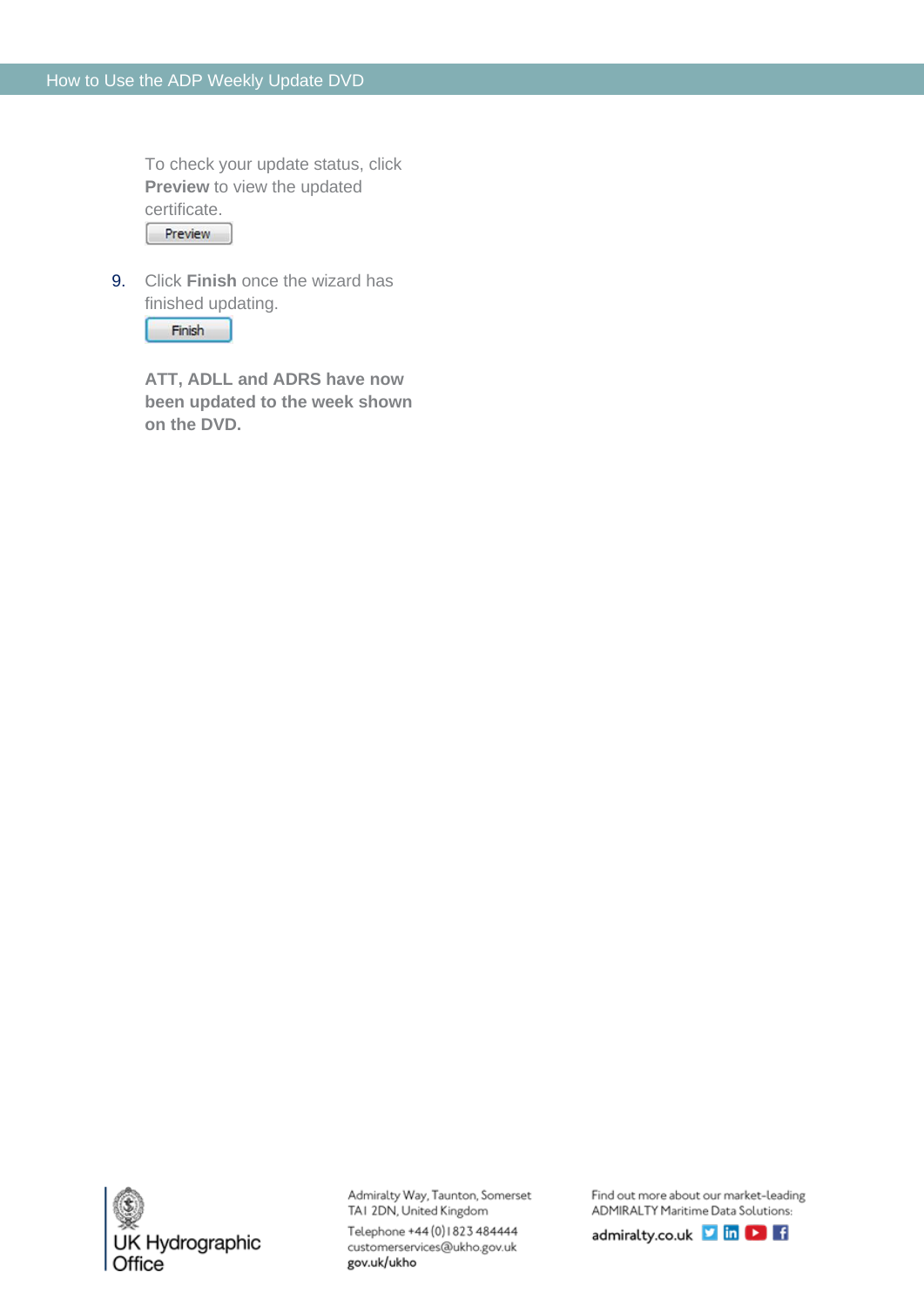To check your update status, click **Preview** to view the updated certificate.

Preview

9. Click **Finish** once the wizard has finished updating.

Finish

**ATT, ADLL and ADRS have now been updated to the week shown on the DVD.**

UK Hydrographic Office

Admiralty Way, Taunton, Somerset
TA1 2DN, United Kingdom
Telephone +44 (0)1823 484444
customerservices@ukho.gov.uk
gov.uk/ukho

Find out more about our market-leading ADMIRALTY Maritime Data Solutions:
admiralty.co.uk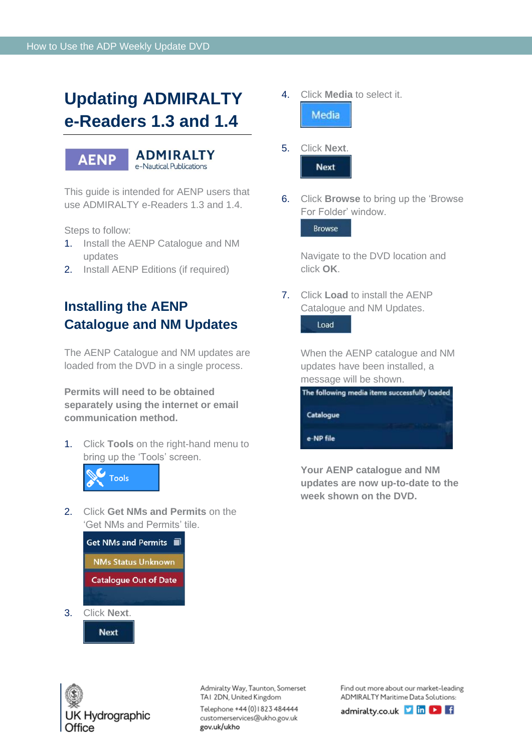# Updating ADMIRALTY e-Readers 1.3 and 1.4

AENP ADMIRALTY e-Nautical Publications

This guide is intended for AENP users that use ADMIRALTY e-Readers 1.3 and 1.4.

Steps to follow:

1. Install the AENP Catalogue and NM updates
2. Install AENP Editions (if required)

## Installing the AENP Catalogue and NM Updates

The AENP Catalogue and NM updates are loaded from the DVD in a single process.

**Permits will need to be obtained separately using the internet or email communication method.**

1. Click **Tools** on the right-hand menu to bring up the 'Tools' screen.

   Tools

2. Click **Get NMs and Permits** on the 'Get NMs and Permits' tile.

   Get NMs and Permits
   NMs Status Unknown
   Catalogue Out of Date

3. Click **Next**.

   Next

4. Click **Media** to select it.

   Media

5. Click **Next**.

   Next

6. Click **Browse** to bring up the 'Browse For Folder' window.

   Browse

   Navigate to the DVD location and click **OK**.

7. Click **Load** to install the AENP Catalogue and NM Updates.

   Load

   When the AENP catalogue and NM updates have been installed, a message will be shown.

   The following media items successfully loaded
   Catalogue
   e-NP file

**Your AENP catalogue and NM updates are now up-to-date to the week shown on the DVD.**

UK Hydrographic Office

Admiralty Way, Taunton, Somerset
TA1 2DN, United Kingdom
Telephone +44 (0)1823 484444
customerservices@ukho.gov.uk
gov.uk/ukho

Find out more about our market-leading ADMIRALTY Maritime Data Solutions:
admiralty.co.uk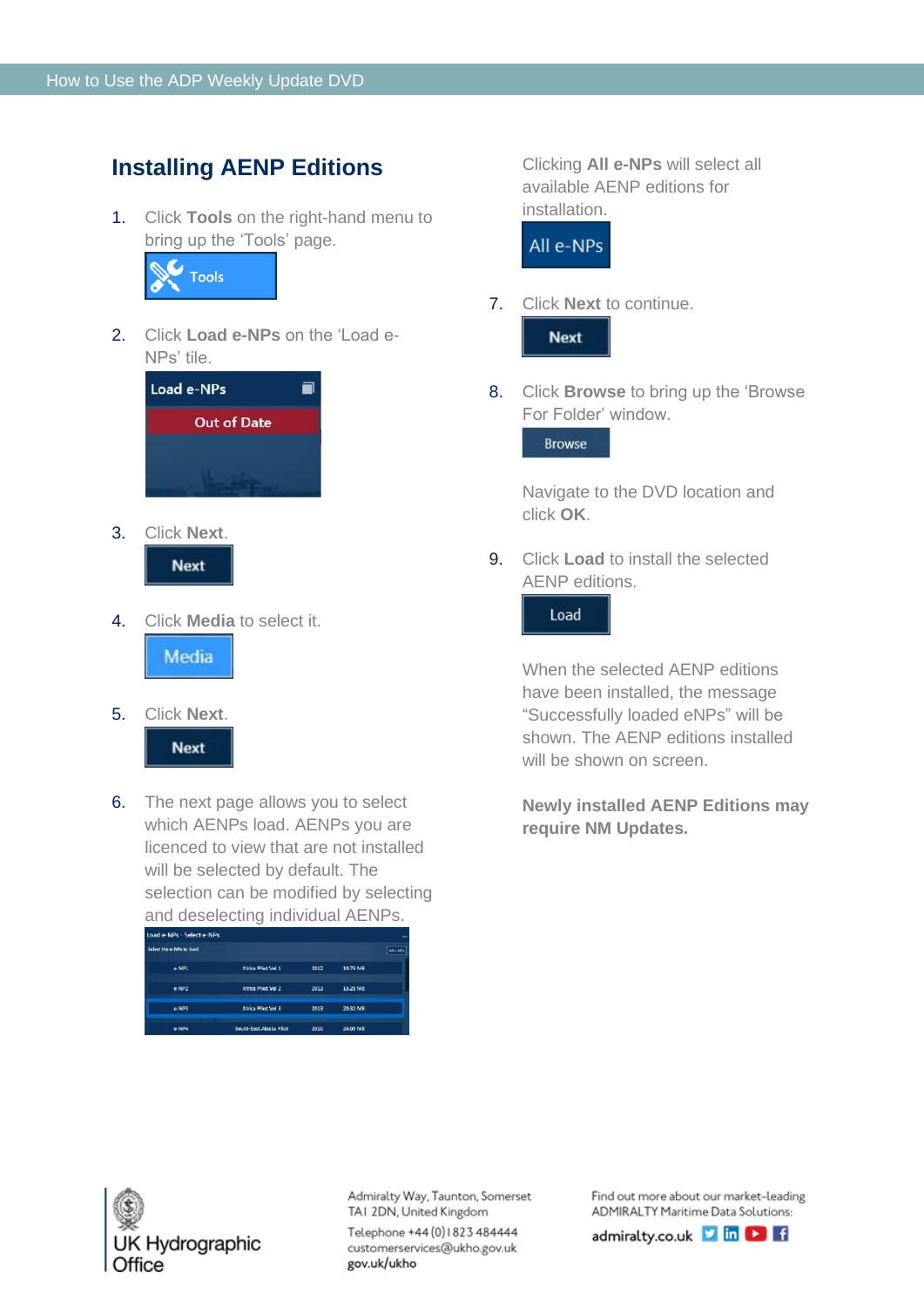## Installing AENP Editions

1. Click **Tools** on the right-hand menu to bring up the 'Tools' page.

   Tools

2. Click **Load e-NPs** on the 'Load e-NPs' tile.

   Load e-NPs
   Out of Date

3. Click **Next**.

   Next

4. Click **Media** to select it.

   Media

5. Click **Next**.

   Next

6. The next page allows you to select which AENPs load. AENPs you are licenced to view that are not installed will be selected by default. The selection can be modified by selecting and deselecting individual AENPs.

   Clicking **All e-NPs** will select all available AENP editions for installation.

   All e-NPs

7. Click **Next** to continue.

   Next

8. Click **Browse** to bring up the 'Browse For Folder' window.

   Browse

   Navigate to the DVD location and click **OK**.

9. Click **Load** to install the selected AENP editions.

   Load

   When the selected AENP editions have been installed, the message "Successfully loaded eNPs" will be shown. The AENP editions installed will be shown on screen.

**Newly installed AENP Editions may require NM Updates.**

UK Hydrographic Office

Admiralty Way, Taunton, Somerset
TA1 2DN, United Kingdom
Telephone +44 (0)1823 484444
customerservices@ukho.gov.uk
gov.uk/ukho

Find out more about our market-leading ADMIRALTY Maritime Data Solutions:
admiralty.co.uk